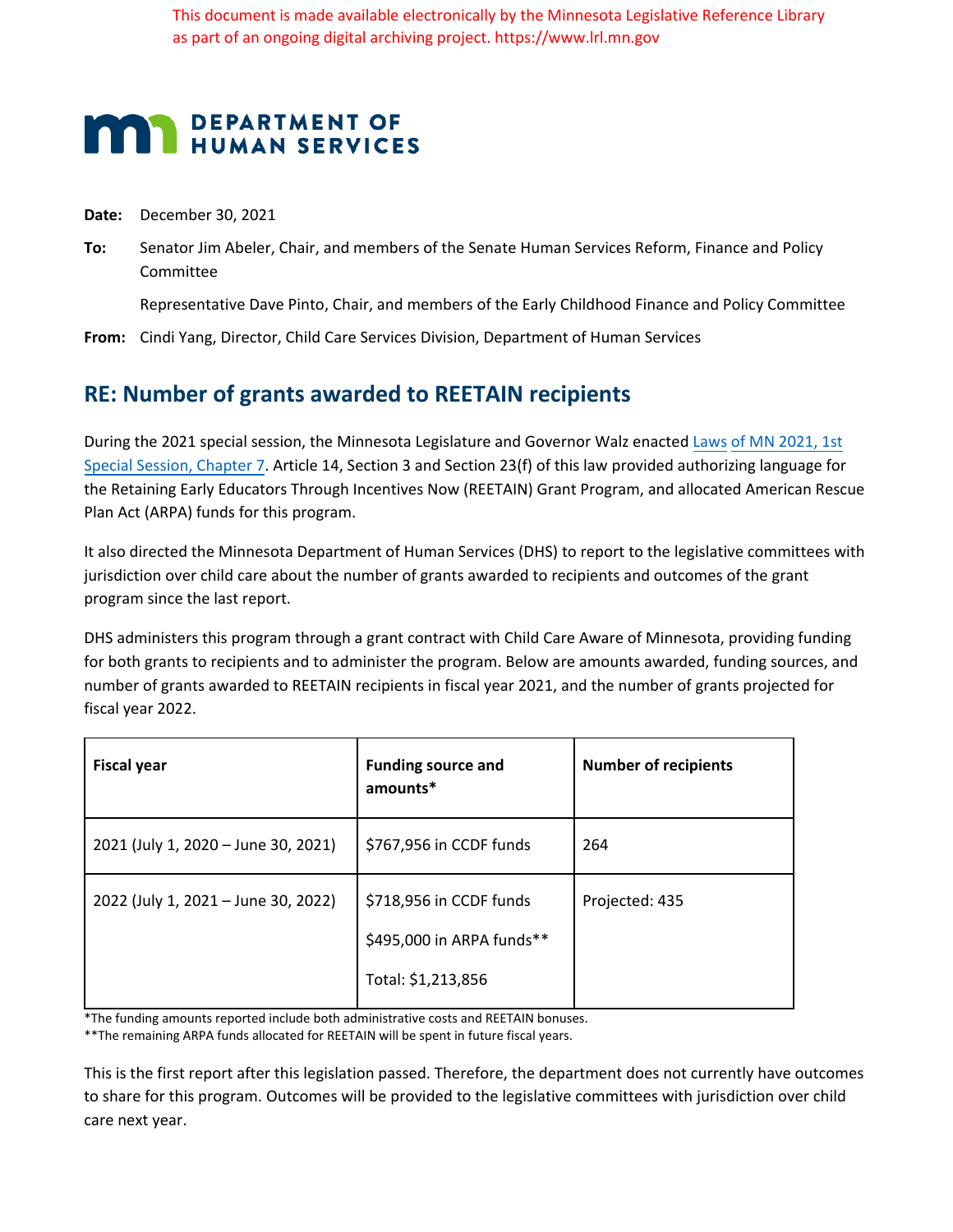This document is made available electronically by the Minnesota Legislative Reference Library as part of an ongoing digital archiving project. https://www.lrl.mn.gov

**DEPARTMENT OF HUMAN SERVICES**

**Date:** December 30, 2021

**To:** Senator Jim Abeler, Chair, and members of the Senate Human Services Reform, Finance and Policy Committee

Representative Dave Pinto, Chair, and members of the Early Childhood Finance and Policy Committee

**From:** Cindi Yang, Director, Child Care Services Division, Department of Human Services

## RE: Number of grants awarded to REETAIN recipients

During the 2021 special session, the Minnesota Legislature and Governor Walz enacted Laws of MN 2021, 1st Special Session, Chapter 7. Article 14, Section 3 and Section 23(f) of this law provided authorizing language for the Retaining Early Educators Through Incentives Now (REETAIN) Grant Program, and allocated American Rescue Plan Act (ARPA) funds for this program.

It also directed the Minnesota Department of Human Services (DHS) to report to the legislative committees with jurisdiction over child care about the number of grants awarded to recipients and outcomes of the grant program since the last report.

DHS administers this program through a grant contract with Child Care Aware of Minnesota, providing funding for both grants to recipients and to administer the program. Below are amounts awarded, funding sources, and number of grants awarded to REETAIN recipients in fiscal year 2021, and the number of grants projected for fiscal year 2022.

| Fiscal year | Funding source and amounts* | Number of recipients |
|---|---|---|
| 2021 (July 1, 2020 – June 30, 2021) | $767,956 in CCDF funds | 264 |
| 2022 (July 1, 2021 – June 30, 2022) | $718,956 in CCDF funds<br>$495,000 in ARPA funds**<br>Total: $1,213,856 | Projected: 435 |

*The funding amounts reported include both administrative costs and REETAIN bonuses.

**The remaining ARPA funds allocated for REETAIN will be spent in future fiscal years.

This is the first report after this legislation passed. Therefore, the department does not currently have outcomes to share for this program. Outcomes will be provided to the legislative committees with jurisdiction over child care next year.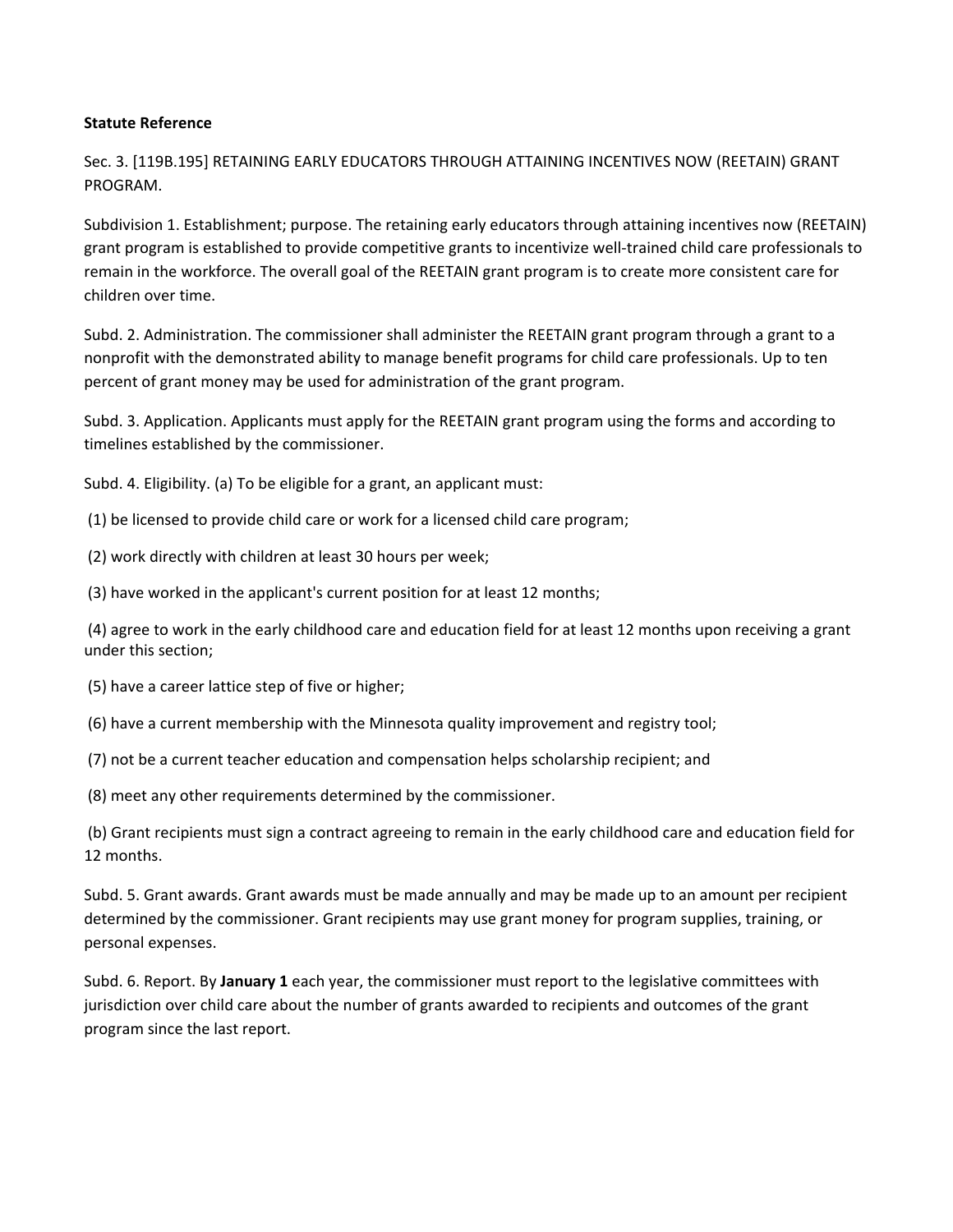**Statute Reference**

Sec. 3. [119B.195] RETAINING EARLY EDUCATORS THROUGH ATTAINING INCENTIVES NOW (REETAIN) GRANT PROGRAM.

Subdivision 1. Establishment; purpose. The retaining early educators through attaining incentives now (REETAIN) grant program is established to provide competitive grants to incentivize well-trained child care professionals to remain in the workforce. The overall goal of the REETAIN grant program is to create more consistent care for children over time.

Subd. 2. Administration. The commissioner shall administer the REETAIN grant program through a grant to a nonprofit with the demonstrated ability to manage benefit programs for child care professionals. Up to ten percent of grant money may be used for administration of the grant program.

Subd. 3. Application. Applicants must apply for the REETAIN grant program using the forms and according to timelines established by the commissioner.

Subd. 4. Eligibility. (a) To be eligible for a grant, an applicant must:

(1) be licensed to provide child care or work for a licensed child care program;

(2) work directly with children at least 30 hours per week;

(3) have worked in the applicant's current position for at least 12 months;

(4) agree to work in the early childhood care and education field for at least 12 months upon receiving a grant under this section;

(5) have a career lattice step of five or higher;

(6) have a current membership with the Minnesota quality improvement and registry tool;

(7) not be a current teacher education and compensation helps scholarship recipient; and

(8) meet any other requirements determined by the commissioner.

(b) Grant recipients must sign a contract agreeing to remain in the early childhood care and education field for 12 months.

Subd. 5. Grant awards. Grant awards must be made annually and may be made up to an amount per recipient determined by the commissioner. Grant recipients may use grant money for program supplies, training, or personal expenses.

Subd. 6. Report. By **January 1** each year, the commissioner must report to the legislative committees with jurisdiction over child care about the number of grants awarded to recipients and outcomes of the grant program since the last report.